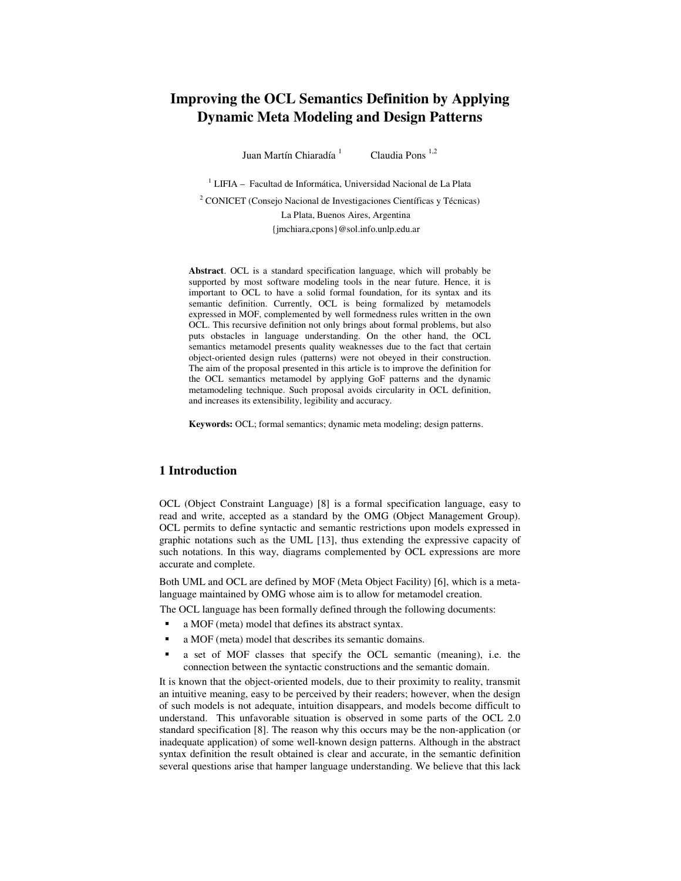# Improving the OCL Semantics Definition by Applying Dynamic Meta Modeling and Design Patterns

Juan Martín Chiaradía [1] Claudia Pons [1,2]

[1] LIFIA – Facultad de Informática, Universidad Nacional de La Plata

[2] CONICET (Consejo Nacional de Investigaciones Científicas y Técnicas)
La Plata, Buenos Aires, Argentina
{jmchiara,cpons}@sol.info.unlp.edu.ar

**Abstract**. OCL is a standard specification language, which will probably be supported by most software modeling tools in the near future. Hence, it is important to OCL to have a solid formal foundation, for its syntax and its semantic definition. Currently, OCL is being formalized by metamodels expressed in MOF, complemented by well formedness rules written in the own OCL. This recursive definition not only brings about formal problems, but also puts obstacles in language understanding. On the other hand, the OCL semantics metamodel presents quality weaknesses due to the fact that certain object-oriented design rules (patterns) were not obeyed in their construction. The aim of the proposal presented in this article is to improve the definition for the OCL semantics metamodel by applying GoF patterns and the dynamic metamodeling technique. Such proposal avoids circularity in OCL definition, and increases its extensibility, legibility and accuracy.

**Keywords:** OCL; formal semantics; dynamic meta modeling; design patterns.

## 1 Introduction

OCL (Object Constraint Language) [8] is a formal specification language, easy to read and write, accepted as a standard by the OMG (Object Management Group). OCL permits to define syntactic and semantic restrictions upon models expressed in graphic notations such as the UML [13], thus extending the expressive capacity of such notations. In this way, diagrams complemented by OCL expressions are more accurate and complete.

Both UML and OCL are defined by MOF (Meta Object Facility) [6], which is a meta-language maintained by OMG whose aim is to allow for metamodel creation.

The OCL language has been formally defined through the following documents:

- a MOF (meta) model that defines its abstract syntax.
- a MOF (meta) model that describes its semantic domains.
- a set of MOF classes that specify the OCL semantic (meaning), i.e. the connection between the syntactic constructions and the semantic domain.

It is known that the object-oriented models, due to their proximity to reality, transmit an intuitive meaning, easy to be perceived by their readers; however, when the design of such models is not adequate, intuition disappears, and models become difficult to understand. This unfavorable situation is observed in some parts of the OCL 2.0 standard specification [8]. The reason why this occurs may be the non-application (or inadequate application) of some well-known design patterns. Although in the abstract syntax definition the result obtained is clear and accurate, in the semantic definition several questions arise that hamper language understanding. We believe that this lack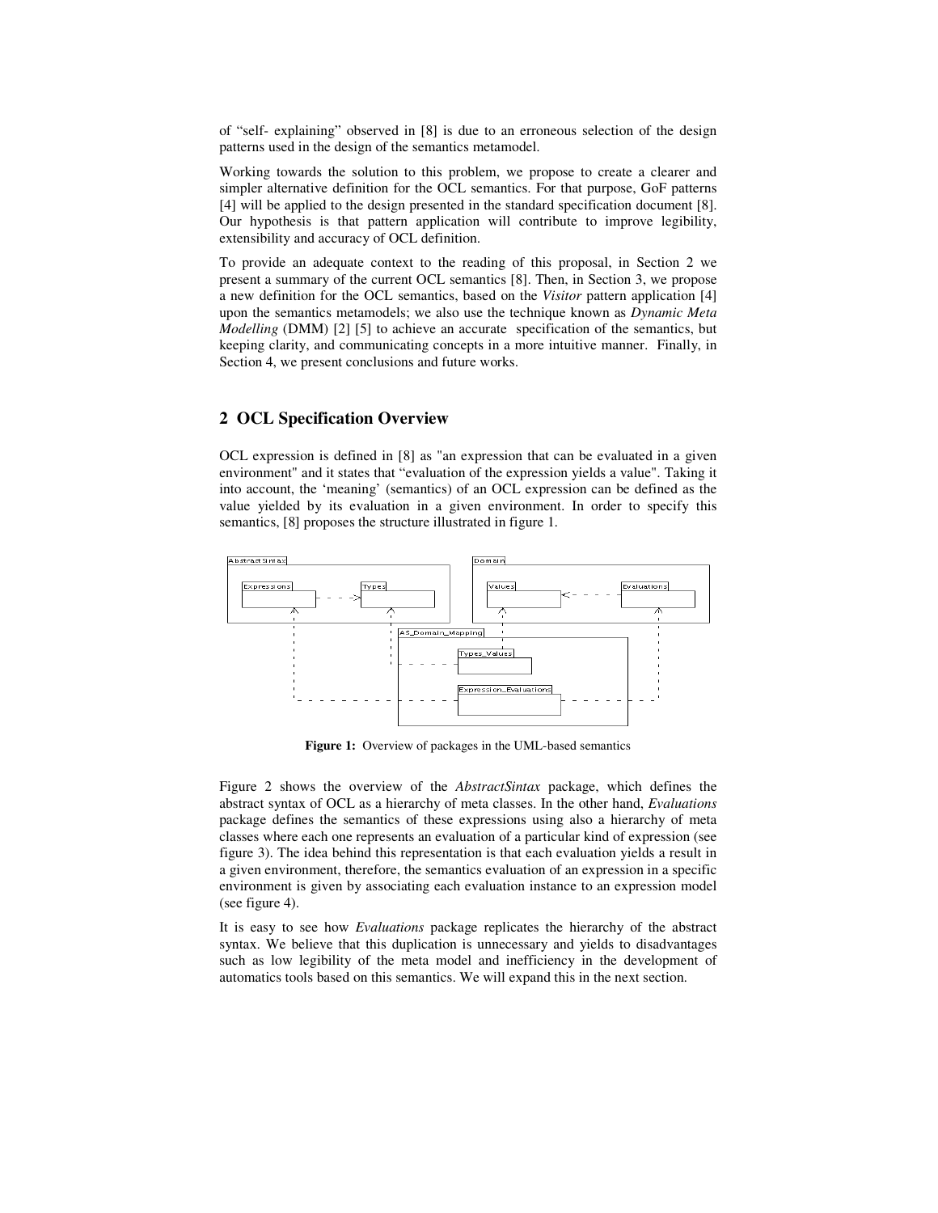of "self- explaining" observed in [8] is due to an erroneous selection of the design patterns used in the design of the semantics metamodel.

Working towards the solution to this problem, we propose to create a clearer and simpler alternative definition for the OCL semantics. For that purpose, GoF patterns [4] will be applied to the design presented in the standard specification document [8]. Our hypothesis is that pattern application will contribute to improve legibility, extensibility and accuracy of OCL definition.

To provide an adequate context to the reading of this proposal, in Section 2 we present a summary of the current OCL semantics [8]. Then, in Section 3, we propose a new definition for the OCL semantics, based on the *Visitor* pattern application [4] upon the semantics metamodels; we also use the technique known as *Dynamic Meta Modelling* (DMM) [2] [5] to achieve an accurate specification of the semantics, but keeping clarity, and communicating concepts in a more intuitive manner. Finally, in Section 4, we present conclusions and future works.

## 2 OCL Specification Overview

OCL expression is defined in [8] as "an expression that can be evaluated in a given environment" and it states that "evaluation of the expression yields a value". Taking it into account, the 'meaning' (semantics) of an OCL expression can be defined as the value yielded by its evaluation in a given environment. In order to specify this semantics, [8] proposes the structure illustrated in figure 1.

AbstractSintax

Expressions

Types

Domain

Values

Evaluations

AS_Domain_Mapping

Types_Values

Expression_Evaluations

**Figure 1:** Overview of packages in the UML-based semantics

Figure 2 shows the overview of the *AbstractSintax* package, which defines the abstract syntax of OCL as a hierarchy of meta classes. In the other hand, *Evaluations* package defines the semantics of these expressions using also a hierarchy of meta classes where each one represents an evaluation of a particular kind of expression (see figure 3). The idea behind this representation is that each evaluation yields a result in a given environment, therefore, the semantics evaluation of an expression in a specific environment is given by associating each evaluation instance to an expression model (see figure 4).

It is easy to see how *Evaluations* package replicates the hierarchy of the abstract syntax. We believe that this duplication is unnecessary and yields to disadvantages such as low legibility of the meta model and inefficiency in the development of automatics tools based on this semantics. We will expand this in the next section.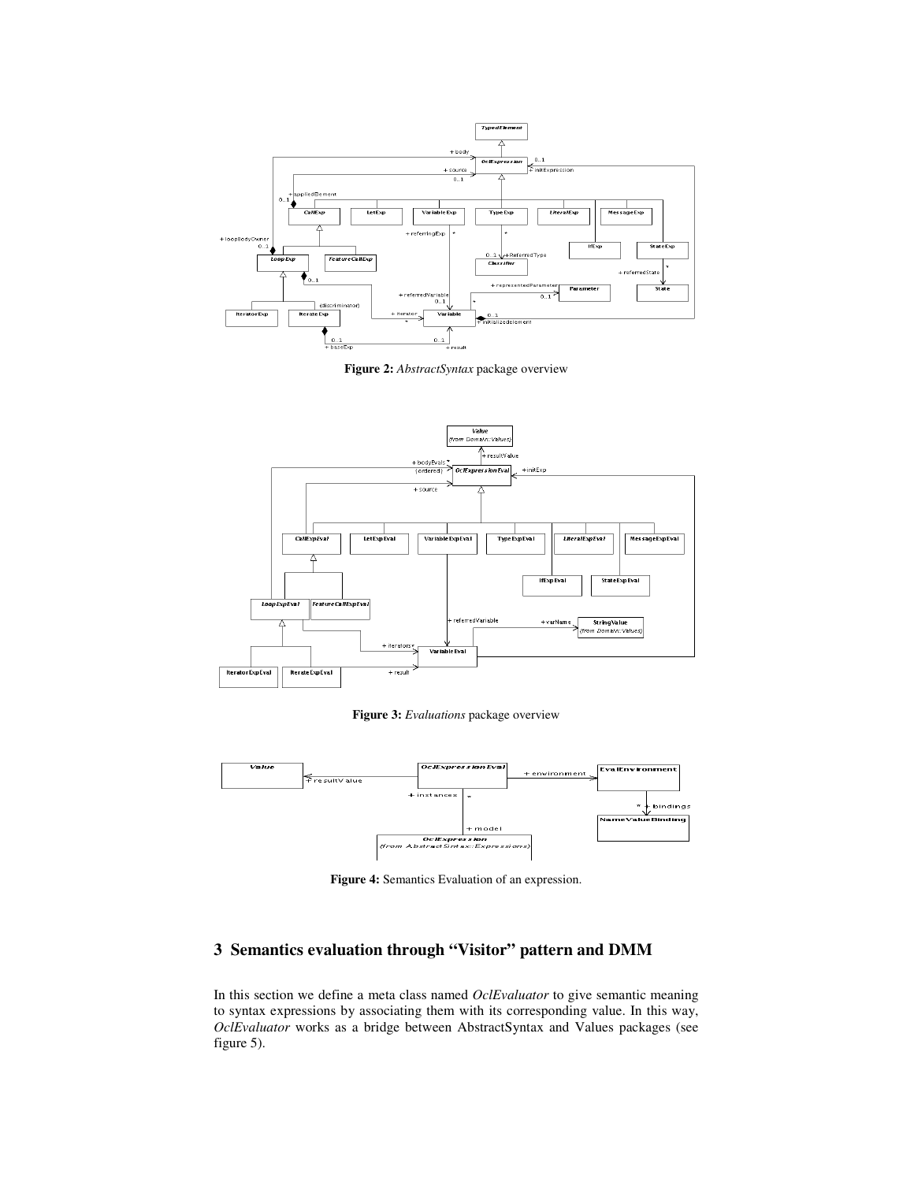Figure 2: *AbstractSyntax* package overview

Figure 3: *Evaluations* package overview

Figure 4: Semantics Evaluation of an expression.

## 3 Semantics evaluation through "Visitor" pattern and DMM

In this section we define a meta class named *OclEvaluator* to give semantic meaning to syntax expressions by associating them with its corresponding value. In this way, *OclEvaluator* works as a bridge between AbstractSyntax and Values packages (see figure 5).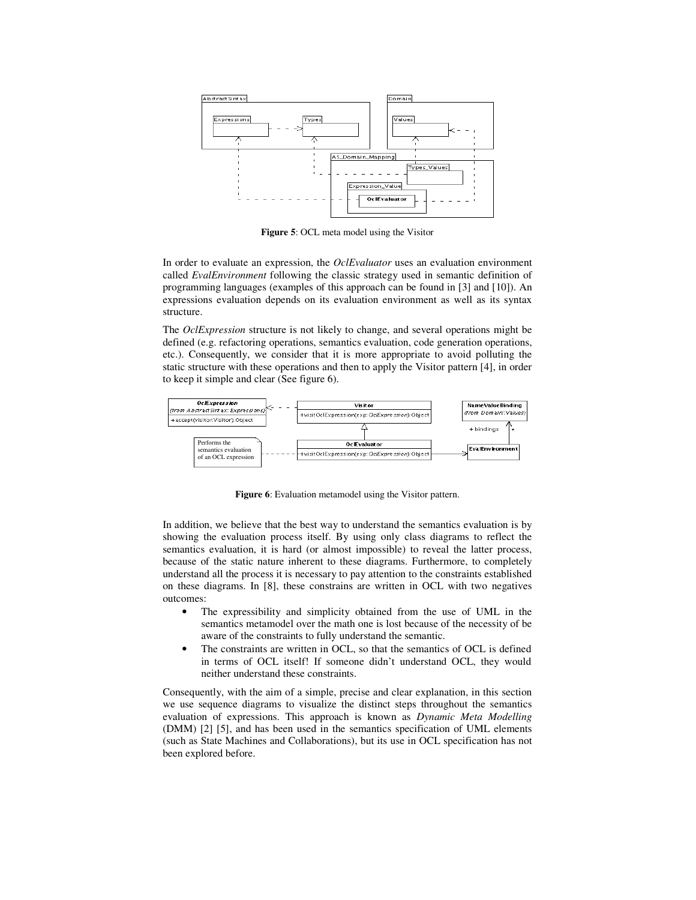**Figure 5**: OCL meta model using the Visitor

In order to evaluate an expression, the *OclEvaluator* uses an evaluation environment called *EvalEnvironment* following the classic strategy used in semantic definition of programming languages (examples of this approach can be found in [3] and [10]). An expressions evaluation depends on its evaluation environment as well as its syntax structure.

The *OclExpression* structure is not likely to change, and several operations might be defined (e.g. refactoring operations, semantics evaluation, code generation operations, etc.). Consequently, we consider that it is more appropriate to avoid polluting the static structure with these operations and then to apply the Visitor pattern [4], in order to keep it simple and clear (See figure 6).

**Figure 6**: Evaluation metamodel using the Visitor pattern.

In addition, we believe that the best way to understand the semantics evaluation is by showing the evaluation process itself. By using only class diagrams to reflect the semantics evaluation, it is hard (or almost impossible) to reveal the latter process, because of the static nature inherent to these diagrams. Furthermore, to completely understand all the process it is necessary to pay attention to the constraints established on these diagrams. In [8], these constrains are written in OCL with two negatives outcomes:

- The expressibility and simplicity obtained from the use of UML in the semantics metamodel over the math one is lost because of the necessity of be aware of the constraints to fully understand the semantic.
- The constraints are written in OCL, so that the semantics of OCL is defined in terms of OCL itself! If someone didn't understand OCL, they would neither understand these constraints.

Consequently, with the aim of a simple, precise and clear explanation, in this section we use sequence diagrams to visualize the distinct steps throughout the semantics evaluation of expressions. This approach is known as *Dynamic Meta Modelling* (DMM) [2] [5], and has been used in the semantics specification of UML elements (such as State Machines and Collaborations), but its use in OCL specification has not been explored before.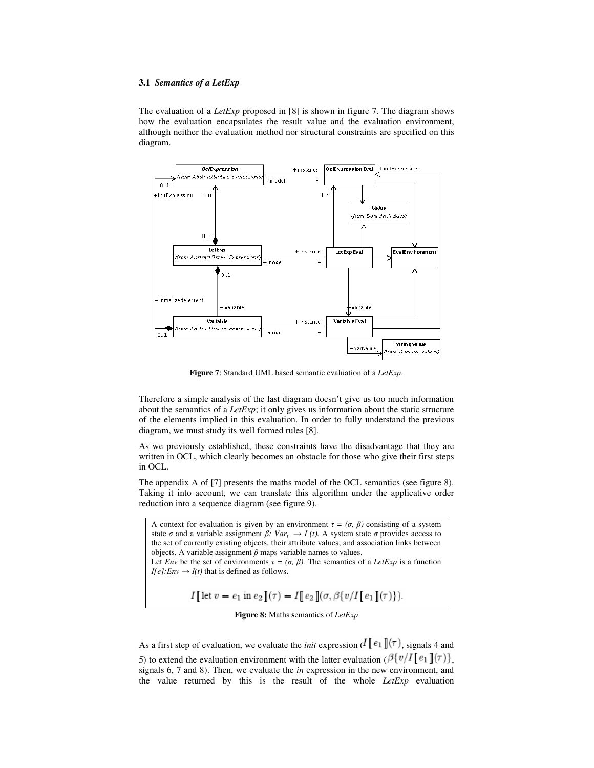### 3.1 *Semantics of a LetExp*

The evaluation of a *LetExp* proposed in [8] is shown in figure 7. The diagram shows how the evaluation encapsulates the result value and the evaluation environment, although neither the evaluation method nor structural constraints are specified on this diagram.

OclExpression
(from AbstractSintax::Expressions)

+instance
+model
*
OclExpressionEval
+initExpression

0..1
+initExpression
+in
+in

Value
(from Domain::Values)

0..1

LetExp
(from AbstractSintax::Expressions)
+instance
+model
*
LetExpEval
EvalEnvironment

0..1

+initializedelement
+variable
+variable

Variable
(from AbstractSintax::Expressions)
0..1
+instance
+model
*
VariableEval

+varName
StringValue
(from Domain::Values)

**Figure 7**: Standard UML based semantic evaluation of a *LetExp*.

Therefore a simple analysis of the last diagram doesn't give us too much information about the semantics of a *LetExp*; it only gives us information about the static structure of the elements implied in this evaluation. In order to fully understand the previous diagram, we must study its well formed rules [8].

As we previously established, these constraints have the disadvantage that they are written in OCL, which clearly becomes an obstacle for those who give their first steps in OCL.

The appendix A of [7] presents the maths model of the OCL semantics (see figure 8). Taking it into account, we can translate this algorithm under the applicative order reduction into a sequence diagram (see figure 9).

> A context for evaluation is given by an environment $\tau = (\sigma, \beta)$ consisting of a system state $\sigma$ and a variable assignment $\beta$: $Var_t \rightarrow I(t)$. A system state $\sigma$ provides access to the set of currently existing objects, their attribute values, and association links between objects. A variable assignment $\beta$ maps variable names to values.
> Let *Env* be the set of environments $\tau = (\sigma, \beta)$. The semantics of a *LetExp* is a function $I[e]:Env \rightarrow I(t)$ that is defined as follows.
>
> $$I[\![ \text{let } v = e_1 \text{ in } e_2 ]\!](\tau) = I[\![ e_2 ]\!](\sigma, \beta\{v / I[\![ e_1 ]\!](\tau)\}).$$

**Figure 8:** Maths semantics of *LetExp*

As a first step of evaluation, we evaluate the *init* expression ($I[\![ e_1 ]\!](\tau)$, signals 4 and 5) to extend the evaluation environment with the latter evaluation ($\beta\{v / I[\![ e_1 ]\!](\tau)\}$, signals 6, 7 and 8). Then, we evaluate the *in* expression in the new environment, and the value returned by this is the result of the whole *LetExp* evaluation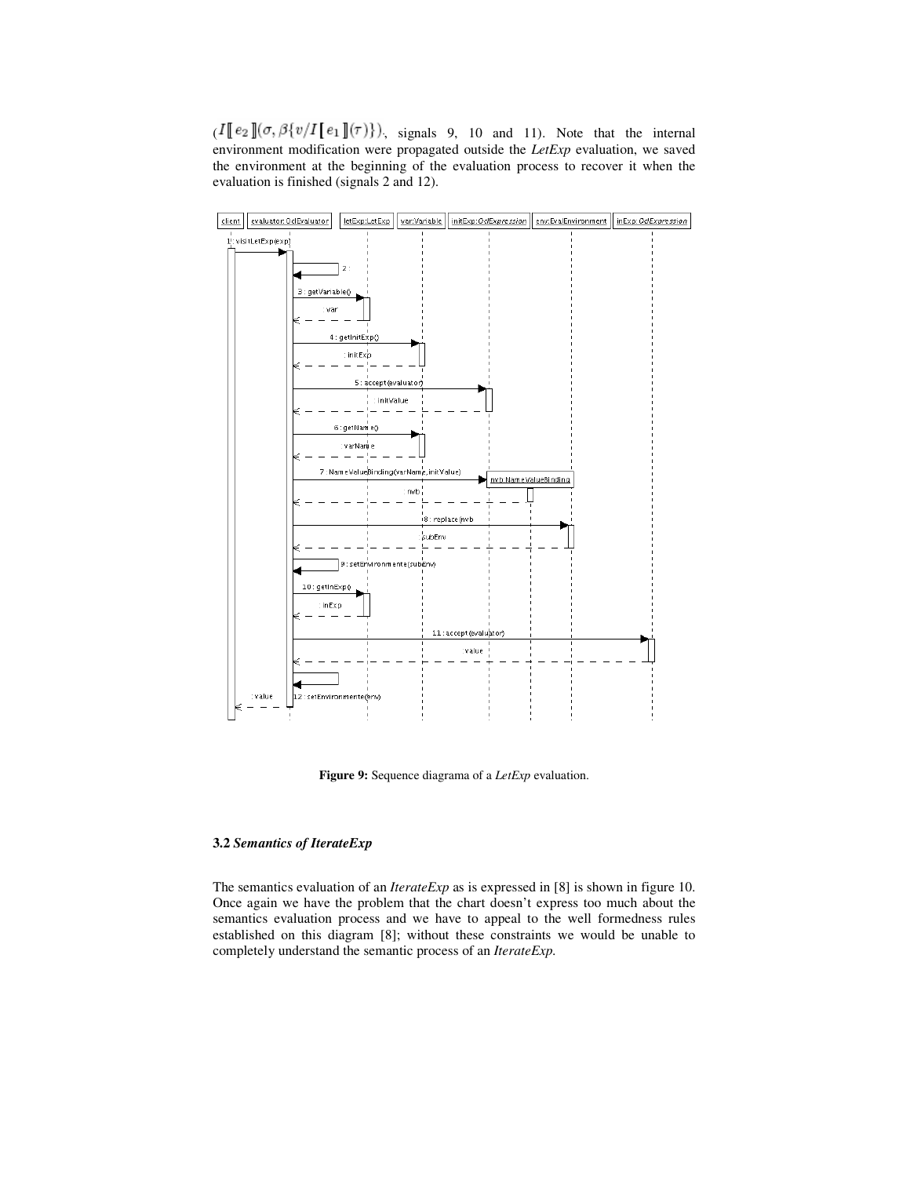($I[\![ e_2 ]\!](\sigma, \beta\{v/I[\![ e_1 ]\!](\tau)\})$, signals 9, 10 and 11). Note that the internal environment modification were propagated outside the *LetExp* evaluation, we saved the environment at the beginning of the evaluation process to recover it when the evaluation is finished (signals 2 and 12).

client
evaluator:OclEvaluator
letExp:LetExp
var:Variable
initExp:*OclExpression*
env:EvalEnvironment
inExp:*OclExpression*
1: visitLetExp(exp)
2:
3: getVariable()
: var
4: getInitExp()
: initExp
5: accept(evaluator)
: initValue
6: getName()
: varName
7: NameValueBinding(varName, initValue)
nvb:NameValueBinding
: nvb
8: replace(nvb)
subEnv
9: setEnvironmente(subEnv)
10: getInExp()
: inExp
11: accept(evaluator)
: value
: value
12: setEnvironmente(env)

**Figure 9:** Sequence diagrama of a *LetExp* evaluation.

### 3.2 *Semantics of IterateExp*

The semantics evaluation of an *IterateExp* as is expressed in [8] is shown in figure 10. Once again we have the problem that the chart doesn't express too much about the semantics evaluation process and we have to appeal to the well formedness rules established on this diagram [8]; without these constraints we would be unable to completely understand the semantic process of an *IterateExp*.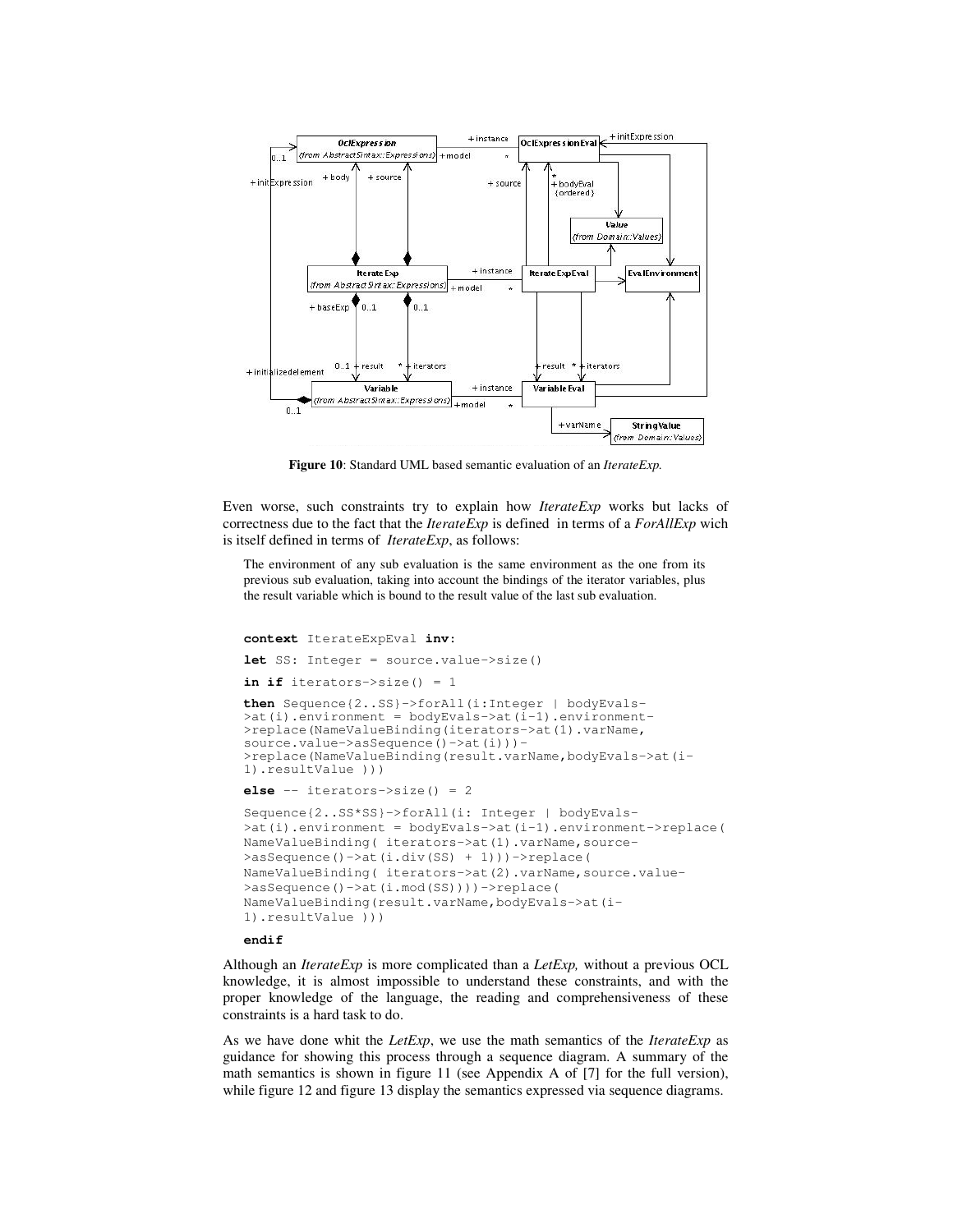OclExpression
(from AbstractSintax::Expressions)
+instance
OclExpressionEval
+initExpression
0..1
+model
*
+initExpression
+body
+source
+source
*
+bodyEval
{ordered}
Value
(from Domain::Values)
IterateExp
(from AbstractSintax::Expressions)
+instance
+model
*
IterateExpEval
EvalEnvironment
+baseExp
0..1
0..1
+initializedelement
0..1
+result
*
+iterators
+result
*
+iterators
Variable
(from AbstractSintax::Expressions)
+instance
+model
*
VariableEval
0..1
+varName
StringValue
(from Domain::Values)

**Figure 10**: Standard UML based semantic evaluation of an *IterateExp*.

Even worse, such constraints try to explain how *IterateExp* works but lacks of correctness due to the fact that the *IterateExp* is defined in terms of a *ForAllExp* wich is itself defined in terms of *IterateExp*, as follows:

> The environment of any sub evaluation is the same environment as the one from its previous sub evaluation, taking into account the bindings of the iterator variables, plus the result variable which is bound to the result value of the last sub evaluation.

```
context IterateExpEval inv:
let SS: Integer = source.value->size()
in if iterators->size() = 1
then Sequence{2..SS}->forAll(i:Integer | bodyEvals-
>at(i).environment = bodyEvals->at(i-1).environment-
>replace(NameValueBinding(iterators->at(1).varName,
source.value->asSequence()->at(i)))-
>replace(NameValueBinding(result.varName,bodyEvals->at(i-
1).resultValue )))
else -- iterators->size() = 2
Sequence{2..SS*SS}->forAll(i: Integer | bodyEvals-
>at(i).environment = bodyEvals->at(i-1).environment->replace(
NameValueBinding( iterators->at(1).varName,source-
>asSequence()->at(i.div(SS) + 1)))->replace(
NameValueBinding( iterators->at(2).varName,source.value-
>asSequence()->at(i.mod(SS))))->replace(
NameValueBinding(result.varName,bodyEvals->at(i-
1).resultValue )))
endif
```

Although an *IterateExp* is more complicated than a *LetExp,* without a previous OCL knowledge, it is almost impossible to understand these constraints, and with the proper knowledge of the language, the reading and comprehensiveness of these constraints is a hard task to do.

As we have done whit the *LetExp*, we use the math semantics of the *IterateExp* as guidance for showing this process through a sequence diagram. A summary of the math semantics is shown in figure 11 (see Appendix A of [7] for the full version), while figure 12 and figure 13 display the semantics expressed via sequence diagrams.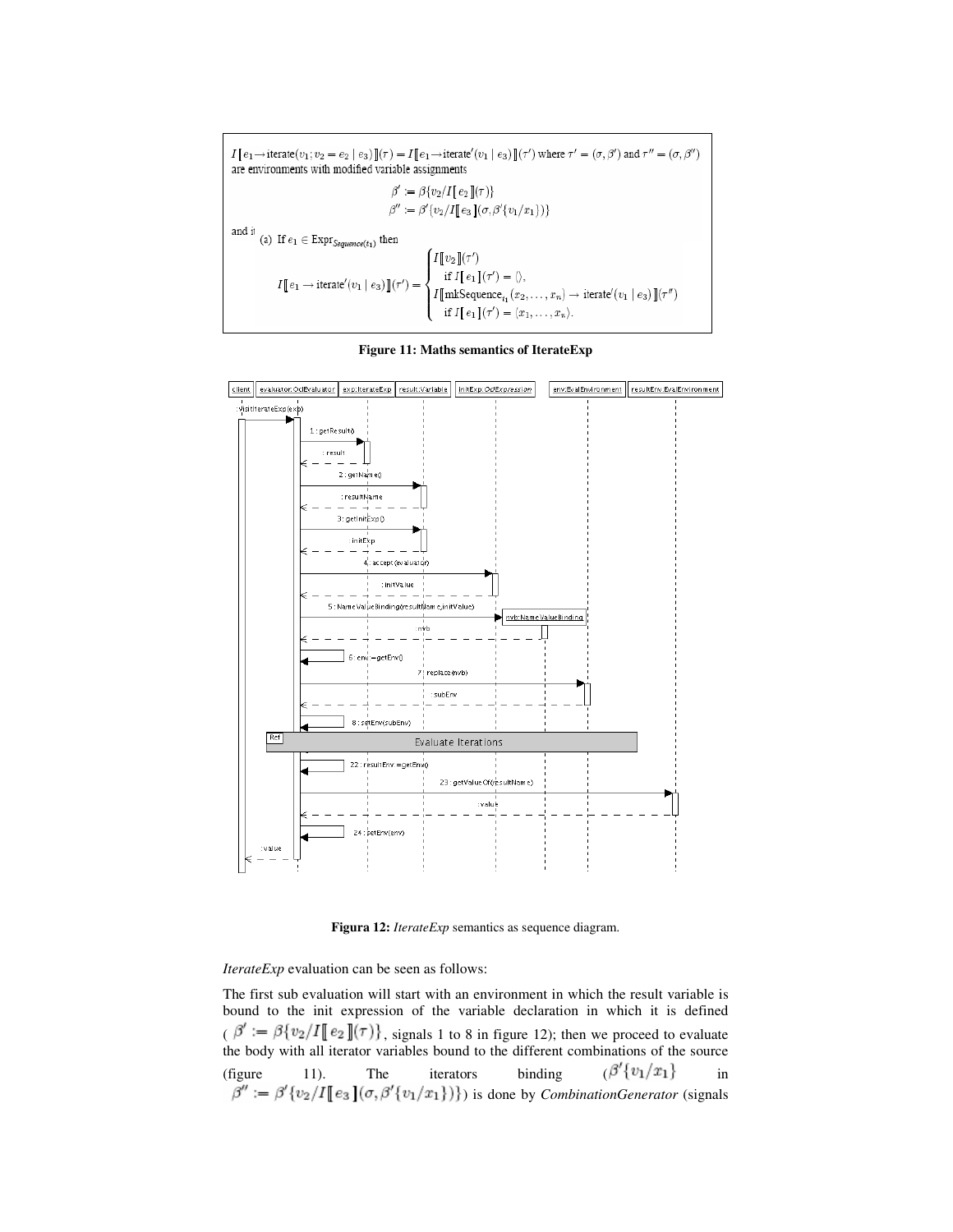$I[\![ e_1 \rightarrow \text{iterate}(v_1; v_2 = e_2 \mid e_3) ]\!](\tau) = I[\![ e_1 \rightarrow \text{iterate}'(v_1 \mid e_3) ]\!](\tau')$ where $\tau' = (\sigma, \beta')$ and $\tau'' = (\sigma, \beta'')$ are environments with modified variable assignments

$$\beta' := \beta\{v_2 / I[\![ e_2 ]\!](\tau)\}$$
$$\beta'' := \beta'\{v_2 / I[\![ e_3 ]\!](\sigma, \beta'\{v_1/x_1\})\}$$

and if (a) If $e_1 \in \text{Expr}_{Sequence(t_1)}$ then

$$I[\![ e_1 \rightarrow \text{iterate}'(v_1 \mid e_3) ]\!](\tau') = \begin{cases} I[\![ v_2 ]\!](\tau') \\ \quad \text{if } I[\![ e_1 ]\!](\tau') = \langle\rangle, \\ I[\![ \text{mkSequence}_{t_1}(x_2, \ldots, x_n) \rightarrow \text{iterate}'(v_1 \mid e_3) ]\!](\tau'') \\ \quad \text{if } I[\![ e_1 ]\!](\tau') = \langle x_1, \ldots, x_n \rangle. \end{cases}$$

**Figure 11: Maths semantics of IterateExp**

client
evaluator:OclEvaluator
exp:IterateExp
result:Variable
initExp:OclExpression
env:EvalEnvironment
resultEnv:EvalEnvironment
nvb:NameValueBinding
visitIterateExp(exp)
1 : getResult()
: result
2 : getName()
: resultName
3 : getInitExp()
: initExp
4 : accept(evaluator)
: initValue
5 : NameValueBinding(resultName,initValue)
: nvb
6 : env := getEnv()
7 : replace(nvb)
: subEnv
8 : setEnv(subEnv)
Ref
Evaluate Iterations
22 : resultEnv := getEnv()
23 : getValueOf(resultName)
: value
24 : setEnv(env)
: value

**Figura 12:** *IterateExp* semantics as sequence diagram.

*IterateExp* evaluation can be seen as follows:

The first sub evaluation will start with an environment in which the result variable is bound to the init expression of the variable declaration in which it is defined ($\beta' := \beta\{v_2 / I[\![ e_2 ]\!](\tau)\}$, signals 1 to 8 in figure 12); then we proceed to evaluate the body with all iterator variables bound to the different combinations of the source (figure 11). The iterators binding ($\beta'\{v_1/x_1\}$ in $\beta'' := \beta'\{v_2 / I[\![ e_3 ]\!](\sigma, \beta'\{v_1/x_1\})\}$) is done by *CombinationGenerator* (signals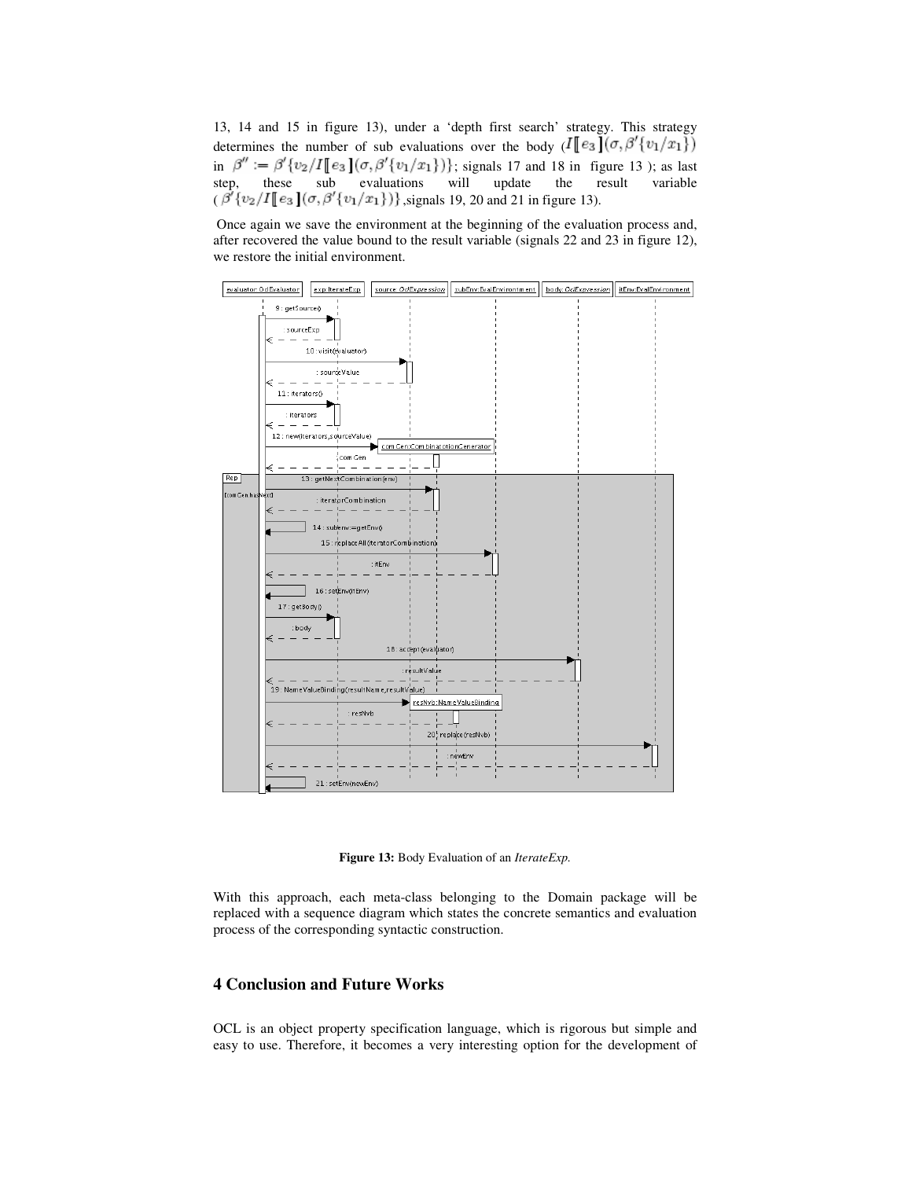13, 14 and 15 in figure 13), under a 'depth first search' strategy. This strategy determines the number of sub evaluations over the body ($I[\![ e_3 ]\!](\sigma, \beta'\{v_1/x_1\})$ in $\beta'' := \beta'\{v_2/I[\![ e_3 ]\!](\sigma, \beta'\{v_1/x_1\})\}$; signals 17 and 18 in figure 13 ); as last step, these sub evaluations will update the result variable ($\beta'\{v_2/I[\![ e_3 ]\!](\sigma, \beta'\{v_1/x_1\})\}$,signals 19, 20 and 21 in figure 13).

Once again we save the environment at the beginning of the evaluation process and, after recovered the value bound to the result variable (signals 22 and 23 in figure 12), we restore the initial environment.

evaluator: OclEvaluator
exp:IterateExp
source: OclExpression
subEnv:EvalEnvironment
body: OclExpression
itEnv:EvalEnvironment
9 : getSource()
: sourceExp
10 : visit(evaluator)
: sourceValue
11 : iterators()
: iterators
12 : new(iterators,sourceValue)
comGen:CombinatotionGenerator
: comGen
Rep
[comGen.hasNext]
13 : getNextCombination(env)
: iteratorCombination
14 : subenv:=getEnv()
15 : replaceAll(iteratorCombination)
: itEnv
16 : setEnv(itEnv)
17 : getBody()
: body
18 : accept(evaluator)
: resultValue
19 : NameValueBinding(resultName,resultValue)
resNvb:NameValueBinding
: resNvb
20 : replace(resNvb)
: newEnv
21 : setEnv(newEnv)

**Figure 13:** Body Evaluation of an *IterateExp.*

With this approach, each meta-class belonging to the Domain package will be replaced with a sequence diagram which states the concrete semantics and evaluation process of the corresponding syntactic construction.

## 4 Conclusion and Future Works

OCL is an object property specification language, which is rigorous but simple and easy to use. Therefore, it becomes a very interesting option for the development of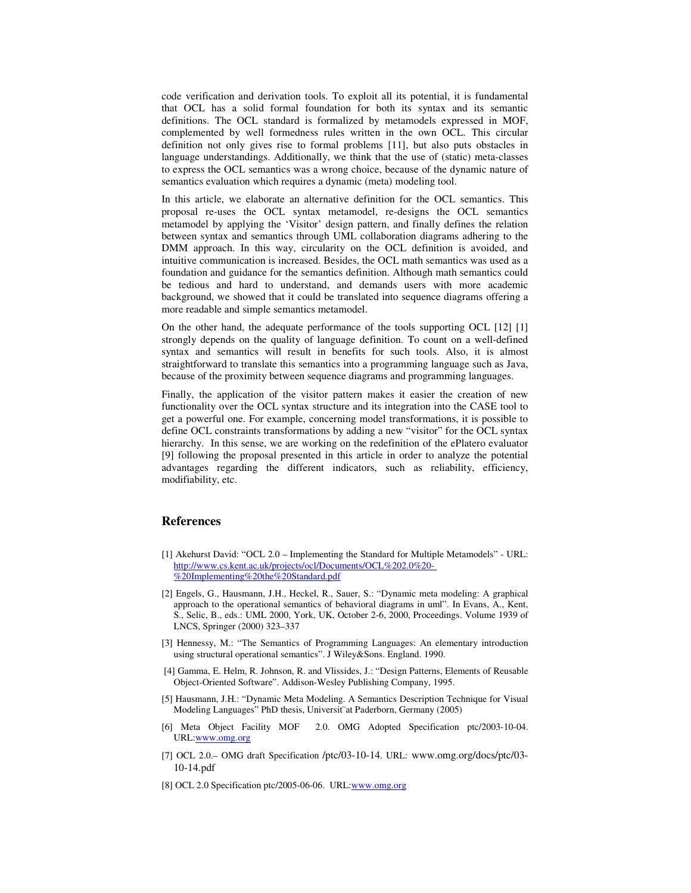code verification and derivation tools. To exploit all its potential, it is fundamental that OCL has a solid formal foundation for both its syntax and its semantic definitions. The OCL standard is formalized by metamodels expressed in MOF, complemented by well formedness rules written in the own OCL. This circular definition not only gives rise to formal problems [11], but also puts obstacles in language understandings. Additionally, we think that the use of (static) meta-classes to express the OCL semantics was a wrong choice, because of the dynamic nature of semantics evaluation which requires a dynamic (meta) modeling tool.

In this article, we elaborate an alternative definition for the OCL semantics. This proposal re-uses the OCL syntax metamodel, re-designs the OCL semantics metamodel by applying the 'Visitor' design pattern, and finally defines the relation between syntax and semantics through UML collaboration diagrams adhering to the DMM approach. In this way, circularity on the OCL definition is avoided, and intuitive communication is increased. Besides, the OCL math semantics was used as a foundation and guidance for the semantics definition. Although math semantics could be tedious and hard to understand, and demands users with more academic background, we showed that it could be translated into sequence diagrams offering a more readable and simple semantics metamodel.

On the other hand, the adequate performance of the tools supporting OCL [12] [1] strongly depends on the quality of language definition. To count on a well-defined syntax and semantics will result in benefits for such tools. Also, it is almost straightforward to translate this semantics into a programming language such as Java, because of the proximity between sequence diagrams and programming languages.

Finally, the application of the visitor pattern makes it easier the creation of new functionality over the OCL syntax structure and its integration into the CASE tool to get a powerful one. For example, concerning model transformations, it is possible to define OCL constraints transformations by adding a new "visitor" for the OCL syntax hierarchy. In this sense, we are working on the redefinition of the ePlatero evaluator [9] following the proposal presented in this article in order to analyze the potential advantages regarding the different indicators, such as reliability, efficiency, modifiability, etc.

## References

[1] Akehurst David: "OCL 2.0 – Implementing the Standard for Multiple Metamodels" - URL: http://www.cs.kent.ac.uk/projects/ocl/Documents/OCL%202.0%20-%20Implementing%20the%20Standard.pdf

[2] Engels, G., Hausmann, J.H., Heckel, R., Sauer, S.: "Dynamic meta modeling: A graphical approach to the operational semantics of behavioral diagrams in uml". In Evans, A., Kent, S., Selic, B., eds.: UML 2000, York, UK, October 2-6, 2000, Proceedings. Volume 1939 of LNCS, Springer (2000) 323–337

[3] Hennessy, M.: "The Semantics of Programming Languages: An elementary introduction using structural operational semantics". J Wiley&Sons. England. 1990.

[4] Gamma, E. Helm, R. Johnson, R. and Vlissides, J.: "Design Patterns, Elements of Reusable Object-Oriented Software". Addison-Wesley Publishing Company, 1995.

[5] Hausmann, J.H.: "Dynamic Meta Modeling. A Semantics Description Technique for Visual Modeling Languages" PhD thesis, Universit¨at Paderborn, Germany (2005)

[6] Meta Object Facility MOF 2.0. OMG Adopted Specification ptc/2003-10-04. URL:www.omg.org

[7] OCL 2.0.– OMG draft Specification /ptc/03-10-14. URL: www.omg.org/docs/ptc/03-10-14.pdf

[8] OCL 2.0 Specification ptc/2005-06-06. URL:www.omg.org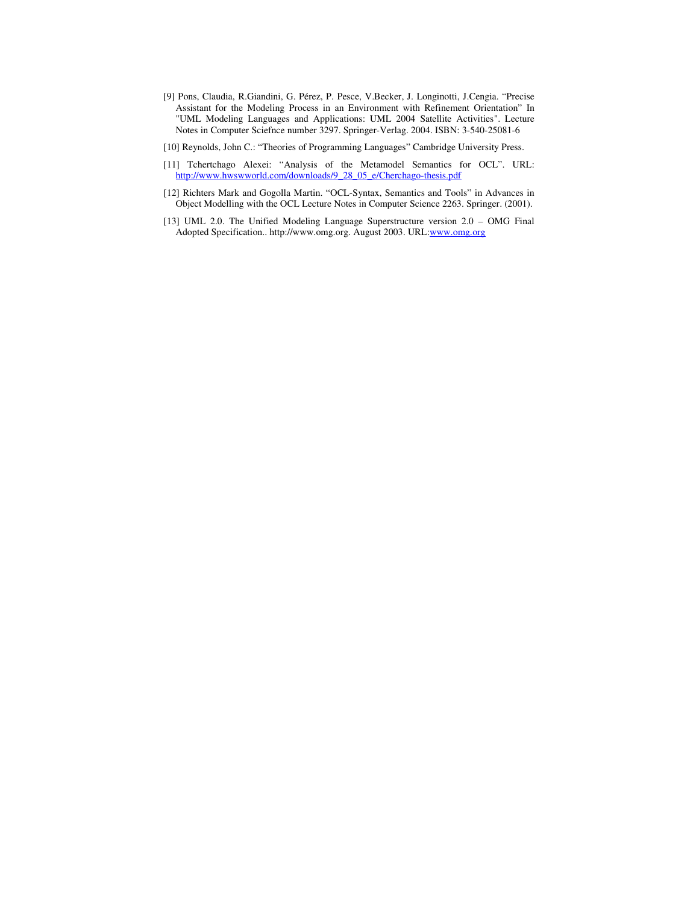[9] Pons, Claudia, R.Giandini, G. Pérez, P. Pesce, V.Becker, J. Longinotti, J.Cengia. "Precise Assistant for the Modeling Process in an Environment with Refinement Orientation" In "UML Modeling Languages and Applications: UML 2004 Satellite Activities". Lecture Notes in Computer Sciefnce number 3297. Springer-Verlag. 2004. ISBN: 3-540-25081-6

[10] Reynolds, John C.: "Theories of Programming Languages" Cambridge University Press.

[11] Tchertchago Alexei: "Analysis of the Metamodel Semantics for OCL". URL: http://www.hwswworld.com/downloads/9_28_05_e/Cherchago-thesis.pdf

[12] Richters Mark and Gogolla Martin. "OCL-Syntax, Semantics and Tools" in Advances in Object Modelling with the OCL Lecture Notes in Computer Science 2263. Springer. (2001).

[13] UML 2.0. The Unified Modeling Language Superstructure version 2.0 – OMG Final Adopted Specification.. http://www.omg.org. August 2003. URL:www.omg.org